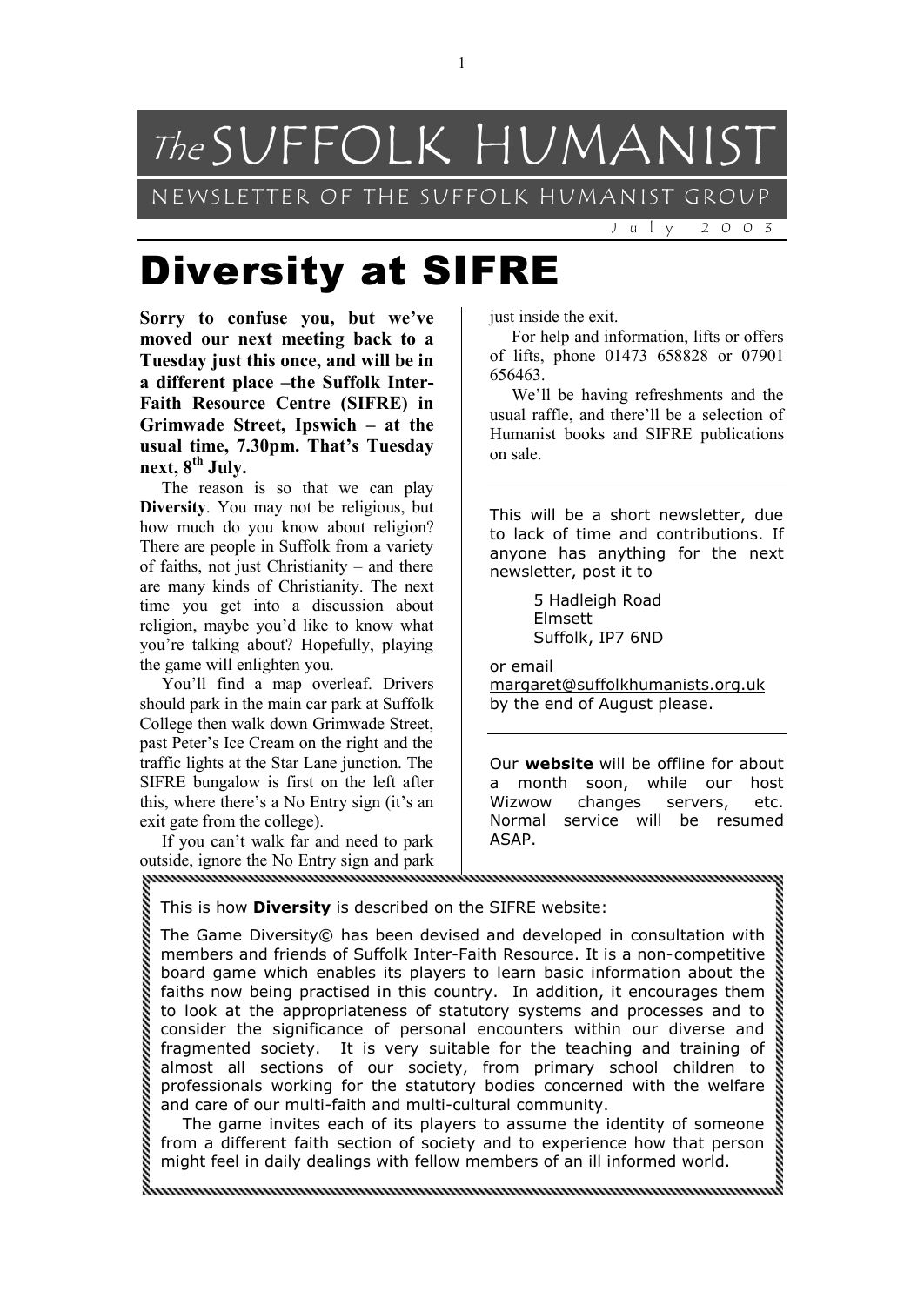# *The* SUFFOLK HUMANIST

NEWSLETTER OF THE SUFFOLK HUMANIST GROUP

July 2003

# Diversity at SIFRE

**Sorry to confuse you, but we've moved our next meeting back to a Tuesday just this once, and will be in a different place –the Suffolk Inter-Faith Resource Centre (SIFRE) in Grimwade Street, Ipswich – at the usual time, 7.30pm. That's Tuesday next, 8th July.**

The reason is so that we can play **Diversity**. You may not be religious, but how much do you know about religion? There are people in Suffolk from a variety of faiths, not just Christianity – and there are many kinds of Christianity. The next time you get into a discussion about religion, maybe you'd like to know what you're talking about? Hopefully, playing the game will enlighten you.

You'll find a map overleaf. Drivers should park in the main car park at Suffolk College then walk down Grimwade Street, past Peter's Ice Cream on the right and the traffic lights at the Star Lane junction. The SIFRE bungalow is first on the left after this, where there's a No Entry sign (it's an exit gate from the college).

If you can't walk far and need to park outside, ignore the No Entry sign and park just inside the exit.

For help and information, lifts or offers of lifts, phone 01473 658828 or 07901 656463.

We'll be having refreshments and the usual raffle, and there'll be a selection of Humanist books and SIFRE publications on sale.

---

This will be a short newsletter, due to lack of time and contributions. If anyone has anything for the next newsletter, post it to

5 Hadleigh Road
Elmsett
Suffolk, IP7 6ND

or email
margaret@suffolkhumanists.org.uk
by the end of August please.

---

Our **website** will be offline for about a month soon, while our host Wizwow changes servers, etc. Normal service will be resumed ASAP.

---

This is how **Diversity** is described on the SIFRE website:

The Game Diversity© has been devised and developed in consultation with members and friends of Suffolk Inter-Faith Resource. It is a non-competitive board game which enables its players to learn basic information about the faiths now being practised in this country. In addition, it encourages them to look at the appropriateness of statutory systems and processes and to consider the significance of personal encounters within our diverse and fragmented society. It is very suitable for the teaching and training of almost all sections of our society, from primary school children to professionals working for the statutory bodies concerned with the welfare and care of our multi-faith and multi-cultural community.

The game invites each of its players to assume the identity of someone from a different faith section of society and to experience how that person might feel in daily dealings with fellow members of an ill informed world.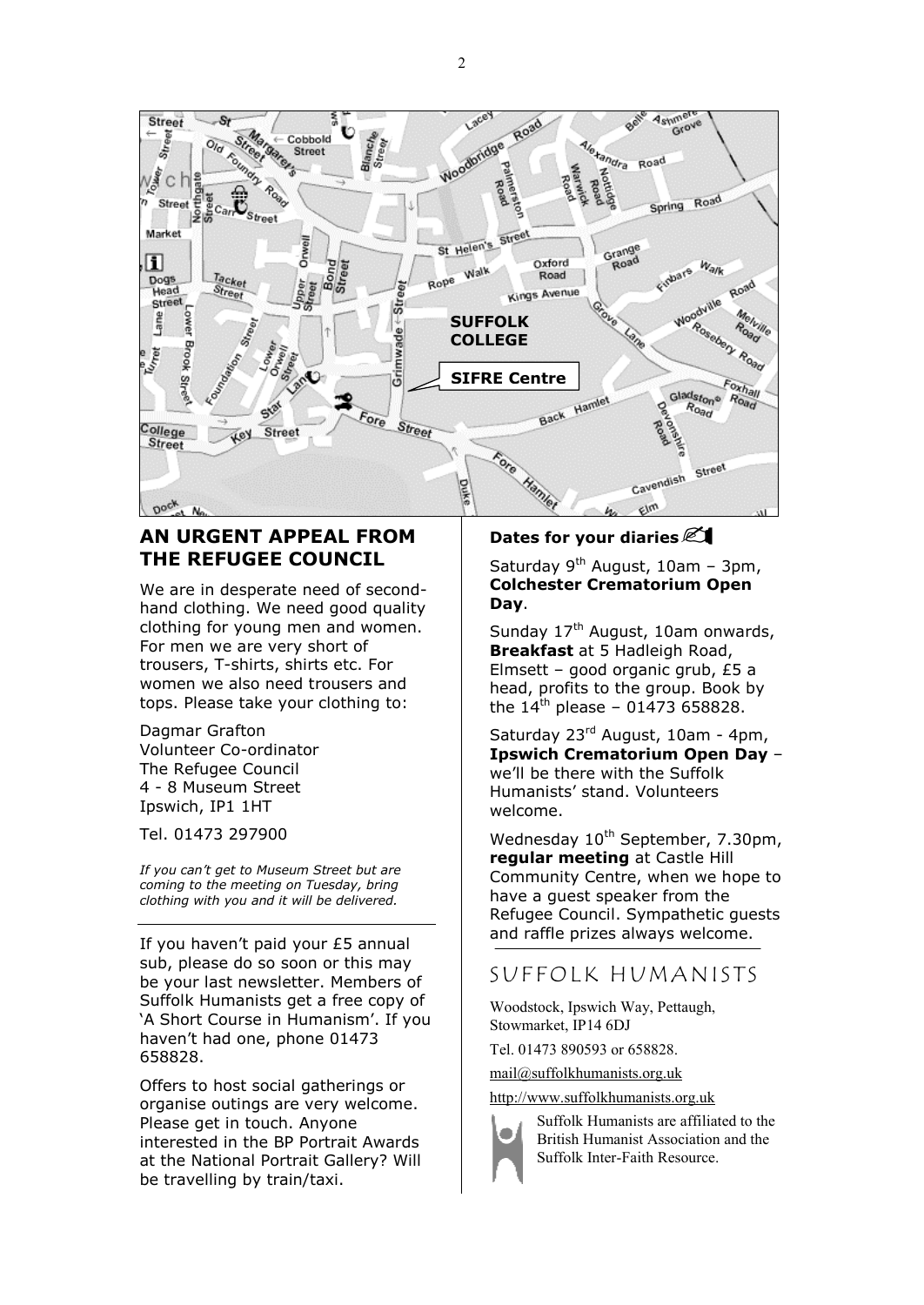## AN URGENT APPEAL FROM THE REFUGEE COUNCIL

We are in desperate need of second-hand clothing. We need good quality clothing for young men and women. For men we are very short of trousers, T-shirts, shirts etc. For women we also need trousers and tops. Please take your clothing to:

Dagmar Grafton
Volunteer Co-ordinator
The Refugee Council
4 - 8 Museum Street
Ipswich, IP1 1HT

Tel. 01473 297900

*If you can't get to Museum Street but are coming to the meeting on Tuesday, bring clothing with you and it will be delivered.*

If you haven't paid your £5 annual sub, please do so soon or this may be your last newsletter. Members of Suffolk Humanists get a free copy of 'A Short Course in Humanism'. If you haven't had one, phone 01473 658828.

Offers to host social gatherings or organise outings are very welcome. Please get in touch. Anyone interested in the BP Portrait Awards at the National Portrait Gallery? Will be travelling by train/taxi.

### Dates for your diaries

Saturday 9th August, 10am – 3pm, **Colchester Crematorium Open Day**.

Sunday 17th August, 10am onwards, **Breakfast** at 5 Hadleigh Road, Elmsett – good organic grub, £5 a head, profits to the group. Book by the 14th please – 01473 658828.

Saturday 23rd August, 10am - 4pm, **Ipswich Crematorium Open Day** – we'll be there with the Suffolk Humanists' stand. Volunteers welcome.

Wednesday 10th September, 7.30pm, **regular meeting** at Castle Hill Community Centre, when we hope to have a guest speaker from the Refugee Council. Sympathetic guests and raffle prizes always welcome.

## SUFFOLK HUMANISTS

Woodstock, Ipswich Way, Pettaugh, Stowmarket, IP14 6DJ

Tel. 01473 890593 or 658828.

mail@suffolkhumanists.org.uk

http://www.suffolkhumanists.org.uk

Suffolk Humanists are affiliated to the British Humanist Association and the Suffolk Inter-Faith Resource.